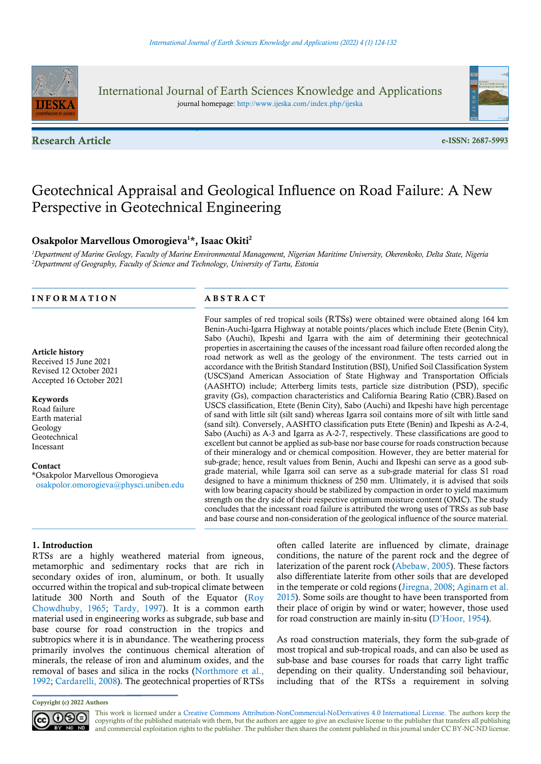International Journal of Earth Sciences Knowledge and Applications

journal homepage: http://www.ijeska.com/index.php/ijeska

**Research Article**

**e-ISSN: 2687-5993**

# Geotechnical Appraisal and Geological Influence on Road Failure: A New Perspective in Geotechnical Engineering

**Osakpolor Marvellous Omorogieva[1]*, Isaac Okiti[2]**

*[1]Department of Marine Geology, Faculty of Marine Environmental Management, Nigerian Maritime University, Okerenkoko, Delta State, Nigeria*
*[2]Department of Geography, Faculty of Science and Technology, University of Tartu, Estonia*

## INFORMATION

**Article history**
Received 15 June 2021
Revised 12 October 2021
Accepted 16 October 2021

**Keywords**
Road failure
Earth material
Geology
Geotechnical
Incessant

**Contact**
*Osakpolor Marvellous Omorogieva
osakpolor.omorogieva@physci.uniben.edu

## ABSTRACT

Four samples of red tropical soils (RTSs) were obtained were obtained along 164 km Benin-Auchi-Igarra Highway at notable points/places which include Etete (Benin City), Sabo (Auchi), Ikpeshi and Igarra with the aim of determining their geotechnical properties in ascertaining the causes of the incessant road failure often recorded along the road network as well as the geology of the environment. The tests carried out in accordance with the British Standard Institution (BSI), Unified Soil Classification System (USCS)and American Association of State Highway and Transportation Officials (AASHTO) include; Atterberg limits tests, particle size distribution (PSD), specific gravity (Gs), compaction characteristics and California Bearing Ratio (CBR).Based on USCS classification, Etete (Benin City), Sabo (Auchi) and Ikpeshi have high percentage of sand with little silt (silt sand) whereas Igarra soil contains more of silt with little sand (sand silt). Conversely, AASHTO classification puts Etete (Benin) and Ikpeshi as A-2-4, Sabo (Auchi) as A-3 and Igarra as A-2-7, respectively. These classifications are good to excellent but cannot be applied as sub-base nor base course for roads construction because of their mineralogy and or chemical composition. However, they are better material for sub-grade; hence, result values from Benin, Auchi and Ikpeshi can serve as a good sub-grade material, while Igarra soil can serve as a sub-grade material for class S1 road designed to have a minimum thickness of 250 mm. Ultimately, it is advised that soils with low bearing capacity should be stabilized by compaction in order to yield maximum strength on the dry side of their respective optimum moisture content (OMC). The study concludes that the incessant road failure is attributed the wrong uses of TRSs as sub base and base course and non-consideration of the geological influence of the source material.

## 1. Introduction

RTSs are a highly weathered material from igneous, metamorphic and sedimentary rocks that are rich in secondary oxides of iron, aluminum, or both. It usually occurred within the tropical and sub-tropical climate between latitude 300 North and South of the Equator (Roy Chowdhuby, 1965; Tardy, 1997). It is a common earth material used in engineering works as subgrade, sub base and base course for road construction in the tropics and subtropics where it is in abundance. The weathering process primarily involves the continuous chemical alteration of minerals, the release of iron and aluminum oxides, and the removal of bases and silica in the rocks (Northmore et al., 1992; Cardarelli, 2008). The geotechnical properties of RTSs often called laterite are influenced by climate, drainage conditions, the nature of the parent rock and the degree of laterization of the parent rock (Abebaw, 2005). These factors also differentiate laterite from other soils that are developed in the temperate or cold regions (Jiregna, 2008; Aginam et al. 2015). Some soils are thought to have been transported from their place of origin by wind or water; however, those used for road construction are mainly in-situ (D'Hoor, 1954).

As road construction materials, they form the sub-grade of most tropical and sub-tropical roads, and can also be used as sub-base and base courses for roads that carry light traffic depending on their quality. Understanding soil behaviour, including that of the RTSs a requirement in solving

**Copyright (c) 2022 Authors**

This work is licensed under a Creative Commons Attribution-NonCommercial-NoDerivatives 4.0 International License. The authors keep the copyrights of the published materials with them, but the authors are aggee to give an exclusive license to the publisher that transfers all publishing and commercial exploitation rights to the publisher. The publisher then shares the content published in this journal under CC BY-NC-ND license.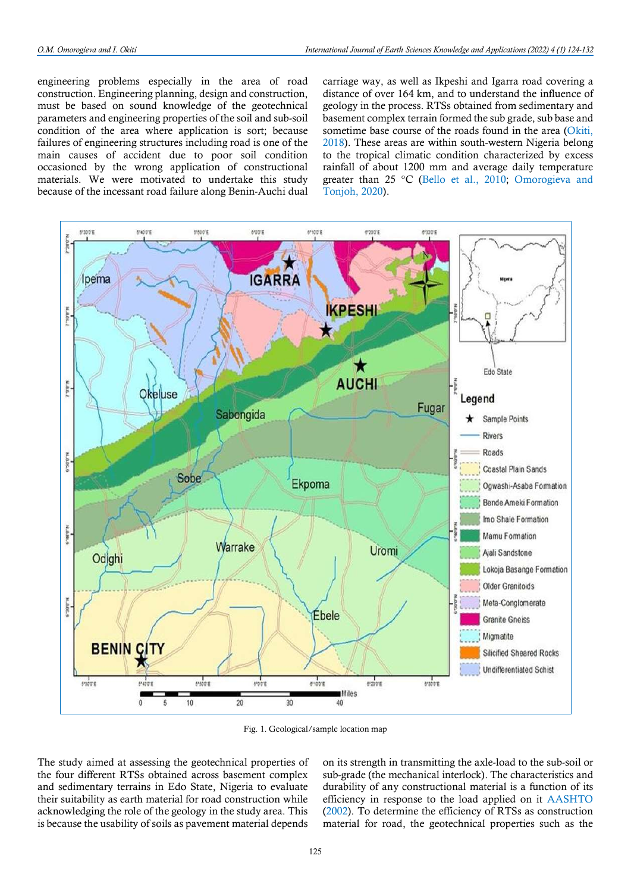engineering problems especially in the area of road construction. Engineering planning, design and construction, must be based on sound knowledge of the geotechnical parameters and engineering properties of the soil and sub-soil condition of the area where application is sort; because failures of engineering structures including road is one of the main causes of accident due to poor soil condition occasioned by the wrong application of constructional materials. We were motivated to undertake this study because of the incessant road failure along Benin-Auchi dual carriage way, as well as Ikpeshi and Igarra road covering a distance of over 164 km, and to understand the influence of geology in the process. RTSs obtained from sedimentary and basement complex terrain formed the sub grade, sub base and sometime base course of the roads found in the area (Okiti, 2018). These areas are within south-western Nigeria belong to the tropical climatic condition characterized by excess rainfall of about 1200 mm and average daily temperature greater than 25 °C (Bello et al., 2010; Omorogieva and Tonjoh, 2020).

Fig. 1. Geological/sample location map

The study aimed at assessing the geotechnical properties of the four different RTSs obtained across basement complex and sedimentary terrains in Edo State, Nigeria to evaluate their suitability as earth material for road construction while acknowledging the role of the geology in the study area. This is because the usability of soils as pavement material depends on its strength in transmitting the axle-load to the sub-soil or sub-grade (the mechanical interlock). The characteristics and durability of any constructional material is a function of its efficiency in response to the load applied on it AASHTO (2002). To determine the efficiency of RTSs as construction material for road, the geotechnical properties such as the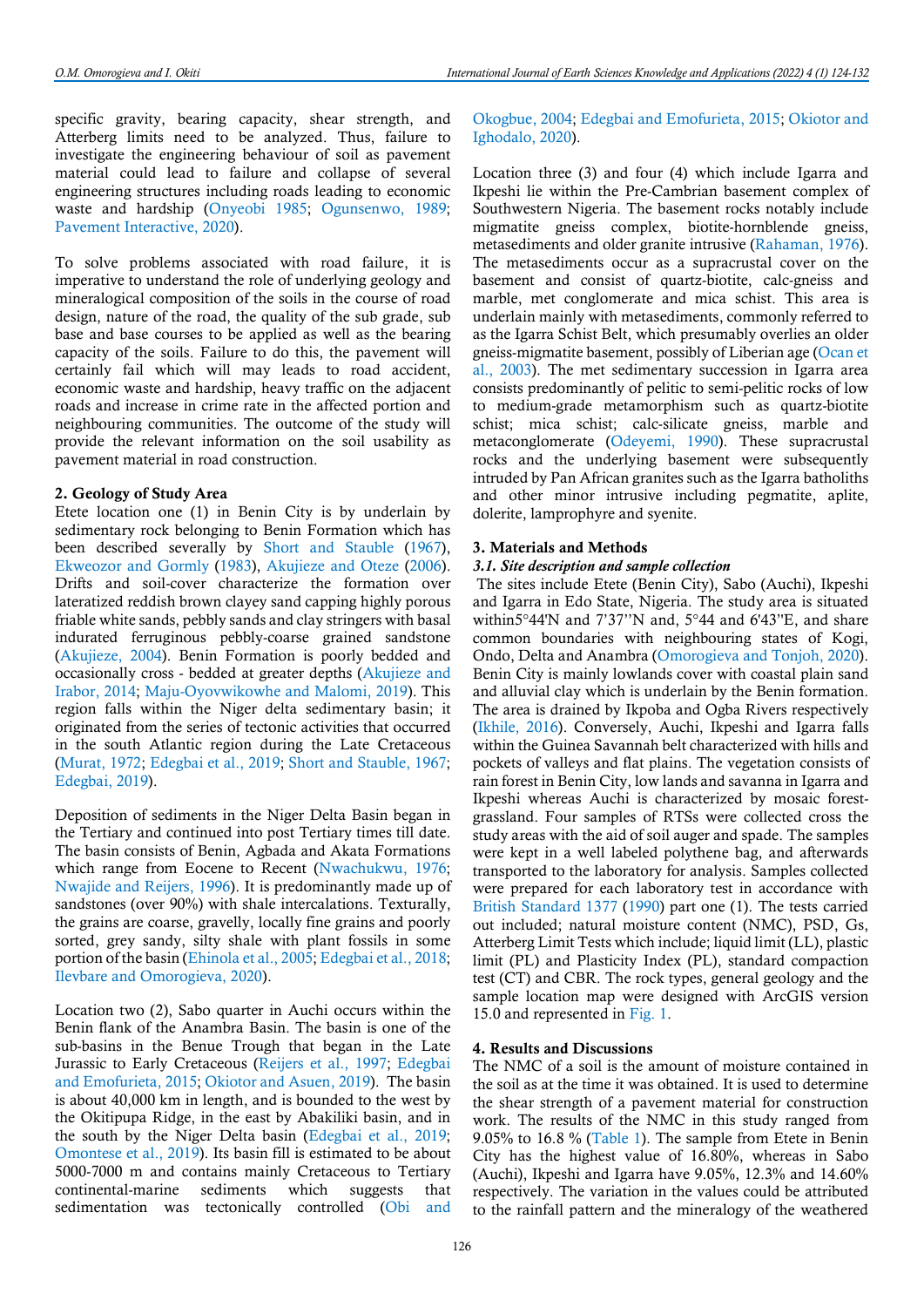specific gravity, bearing capacity, shear strength, and Atterberg limits need to be analyzed. Thus, failure to investigate the engineering behaviour of soil as pavement material could lead to failure and collapse of several engineering structures including roads leading to economic waste and hardship (Onyeobi 1985; Ogunsenwo, 1989; Pavement Interactive, 2020).

To solve problems associated with road failure, it is imperative to understand the role of underlying geology and mineralogical composition of the soils in the course of road design, nature of the road, the quality of the sub grade, sub base and base courses to be applied as well as the bearing capacity of the soils. Failure to do this, the pavement will certainly fail which will may leads to road accident, economic waste and hardship, heavy traffic on the adjacent roads and increase in crime rate in the affected portion and neighbouring communities. The outcome of the study will provide the relevant information on the soil usability as pavement material in road construction.

## 2. Geology of Study Area

Etete location one (1) in Benin City is by underlain by sedimentary rock belonging to Benin Formation which has been described severally by Short and Stauble (1967), Ekweozor and Gormly (1983), Akujieze and Oteze (2006). Drifts and soil-cover characterize the formation over lateralized reddish brown clayey sand capping highly porous friable white sands, pebbly sands and clay stringers with basal indurated ferruginous pebbly-coarse grained sandstone (Akujieze, 2004). Benin Formation is poorly bedded and occasionally cross - bedded at greater depths (Akujieze and Irabor, 2014; Maju-Oyovwikowhe and Malomi, 2019). This region falls within the Niger delta sedimentary basin; it originated from the series of tectonic activities that occurred in the south Atlantic region during the Late Cretaceous (Murat, 1972; Edegbai et al., 2019; Short and Stauble, 1967; Edegbai, 2019).

Deposition of sediments in the Niger Delta Basin began in the Tertiary and continued into post Tertiary times till date. The basin consists of Benin, Agbada and Akata Formations which range from Eocene to Recent (Nwachukwu, 1976; Nwajide and Reijers, 1996). It is predominantly made up of sandstones (over 90%) with shale intercalations. Texturally, the grains are coarse, gravelly, locally fine grains and poorly sorted, grey sandy, silty shale with plant fossils in some portion of the basin (Ehinola et al., 2005; Edegbai et al., 2018; Ilevbare and Omorogieva, 2020).

Location two (2), Sabo quarter in Auchi occurs within the Benin flank of the Anambra Basin. The basin is one of the sub-basins in the Benue Trough that began in the Late Jurassic to Early Cretaceous (Reijers et al., 1997; Edegbai and Emofurieta, 2015; Okiotor and Asuen, 2019). The basin is about 40,000 km in length, and is bounded to the west by the Okitipupa Ridge, in the east by Abakiliki basin, and in the south by the Niger Delta basin (Edegbai et al., 2019; Omontese et al., 2019). Its basin fill is estimated to be about 5000-7000 m and contains mainly Cretaceous to Tertiary continental-marine sediments which suggests that sedimentation was tectonically controlled (Obi and Okogbue, 2004; Edegbai and Emofurieta, 2015; Okiotor and Ighodalo, 2020).

Location three (3) and four (4) which include Igarra and Ikpeshi lie within the Pre-Cambrian basement complex of Southwestern Nigeria. The basement rocks notably include migmatite gneiss complex, biotite-hornblende gneiss, metasediments and older granite intrusive (Rahaman, 1976). The metasediments occur as a supracrustal cover on the basement and consist of quartz-biotite, calc-gneiss and marble, met conglomerate and mica schist. This area is underlain mainly with metasediments, commonly referred to as the Igarra Schist Belt, which presumably overlies an older gneiss-migmatite basement, possibly of Liberian age (Ocan et al., 2003). The met sedimentary succession in Igarra area consists predominantly of pelitic to semi-pelitic rocks of low to medium-grade metamorphism such as quartz-biotite schist; mica schist; calc-silicate gneiss, marble and metaconglomerate (Odeyemi, 1990). These supracrustal rocks and the underlying basement were subsequently intruded by Pan African granites such as the Igarra batholiths and other minor intrusive including pegmatite, aplite, dolerite, lamprophyre and syenite.

## 3. Materials and Methods

### *3.1. Site description and sample collection*

The sites include Etete (Benin City), Sabo (Auchi), Ikpeshi and Igarra in Edo State, Nigeria. The study area is situated within5°44'N and 7'37''N and, 5°44 and 6'43''E, and share common boundaries with neighbouring states of Kogi, Ondo, Delta and Anambra (Omorogieva and Tonjoh, 2020). Benin City is mainly lowlands cover with coastal plain sand and alluvial clay which is underlain by the Benin formation. The area is drained by Ikpoba and Ogba Rivers respectively (Ikhile, 2016). Conversely, Auchi, Ikpeshi and Igarra falls within the Guinea Savannah belt characterized with hills and pockets of valleys and flat plains. The vegetation consists of rain forest in Benin City, low lands and savanna in Igarra and Ikpeshi whereas Auchi is characterized by mosaic forest-grassland. Four samples of RTSs were collected cross the study areas with the aid of soil auger and spade. The samples were kept in a well labeled polythene bag, and afterwards transported to the laboratory for analysis. Samples collected were prepared for each laboratory test in accordance with British Standard 1377 (1990) part one (1). The tests carried out included; natural moisture content (NMC), PSD, Gs, Atterberg Limit Tests which include; liquid limit (LL), plastic limit (PL) and Plasticity Index (PL), standard compaction test (CT) and CBR. The rock types, general geology and the sample location map were designed with ArcGIS version 15.0 and represented in Fig. 1.

## 4. Results and Discussions

The NMC of a soil is the amount of moisture contained in the soil as at the time it was obtained. It is used to determine the shear strength of a pavement material for construction work. The results of the NMC in this study ranged from 9.05% to 16.8 % (Table 1). The sample from Etete in Benin City has the highest value of 16.80%, whereas in Sabo (Auchi), Ikpeshi and Igarra have 9.05%, 12.3% and 14.60% respectively. The variation in the values could be attributed to the rainfall pattern and the mineralogy of the weathered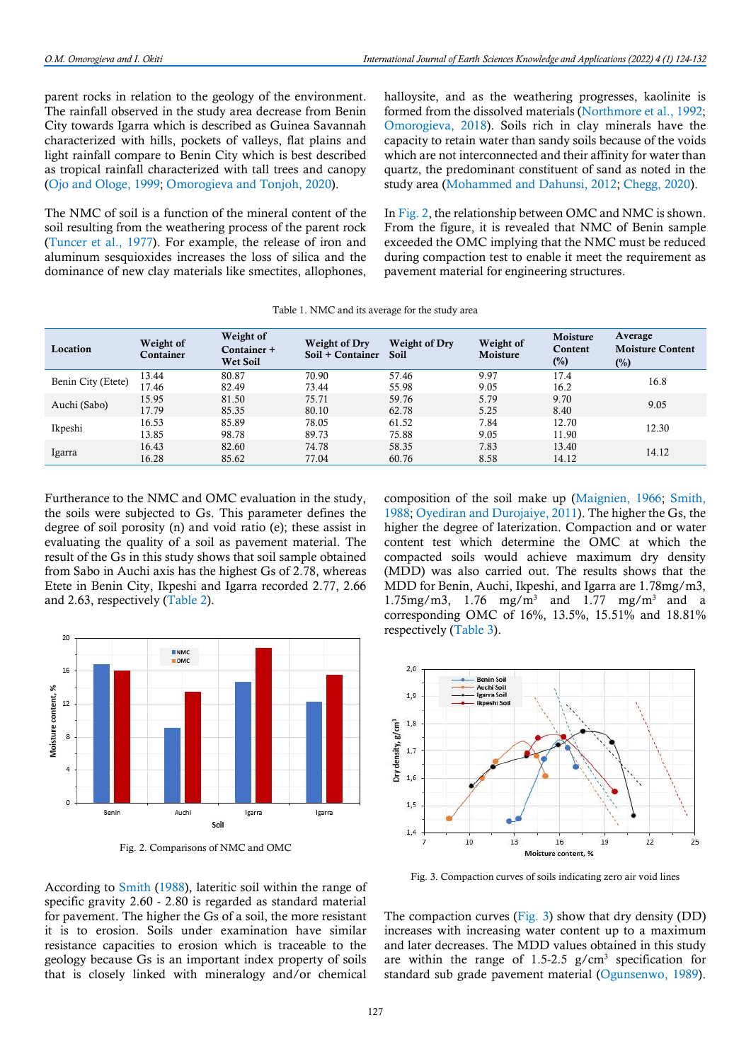parent rocks in relation to the geology of the environment. The rainfall observed in the study area decrease from Benin City towards Igarra which is described as Guinea Savannah characterized with hills, pockets of valleys, flat plains and light rainfall compare to Benin City which is best described as tropical rainfall characterized with tall trees and canopy (Ojo and Ologe, 1999; Omorogieva and Tonjoh, 2020).

The NMC of soil is a function of the mineral content of the soil resulting from the weathering process of the parent rock (Tuncer et al., 1977). For example, the release of iron and aluminum sesquioxides increases the loss of silica and the dominance of new clay materials like smectites, allophones, halloysite, and as the weathering progresses, kaolinite is formed from the dissolved materials (Northmore et al., 1992; Omorogieva, 2018). Soils rich in clay minerals have the capacity to retain water than sandy soils because of the voids which are not interconnected and their affinity for water than quartz, the predominant constituent of sand as noted in the study area (Mohammed and Dahunsi, 2012; Chegg, 2020).

In Fig. 2, the relationship between OMC and NMC is shown. From the figure, it is revealed that NMC of Benin sample exceeded the OMC implying that the NMC must be reduced during compaction test to enable it meet the requirement as pavement material for engineering structures.

Table 1. NMC and its average for the study area

| Location | Weight of Container | Weight of Container + Wet Soil | Weight of Dry Soil + Container | Weight of Dry Soil | Weight of Moisture | Moisture Content (%) | Average Moisture Content (%) |
|---|---|---|---|---|---|---|---|
| Benin City (Etete) | 13.44 | 80.87 | 70.90 | 57.46 | 9.97 | 17.4 | 16.8 |
| | 17.46 | 82.49 | 73.44 | 55.98 | 9.05 | 16.2 | |
| Auchi (Sabo) | 15.95 | 81.50 | 75.71 | 59.76 | 5.79 | 9.70 | 9.05 |
| | 17.79 | 85.35 | 80.10 | 62.78 | 5.25 | 8.40 | |
| Ikpeshi | 16.53 | 85.89 | 78.05 | 61.52 | 7.84 | 12.70 | 12.30 |
| | 13.85 | 98.78 | 89.73 | 75.88 | 9.05 | 11.90 | |
| Igarra | 16.43 | 82.60 | 74.78 | 58.35 | 7.83 | 13.40 | 14.12 |
| | 16.28 | 85.62 | 77.04 | 60.76 | 8.58 | 14.12 | |

Furtherance to the NMC and OMC evaluation in the study, the soils were subjected to Gs. This parameter defines the degree of soil porosity (n) and void ratio (e); these assist in evaluating the quality of a soil as pavement material. The result of the Gs in this study shows that soil sample obtained from Sabo in Auchi axis has the highest Gs of 2.78, whereas Etete in Benin City, Ikpeshi and Igarra recorded 2.77, 2.66 and 2.63, respectively (Table 2).

Fig. 2. Comparisons of NMC and OMC

According to Smith (1988), lateritic soil within the range of specific gravity 2.60 - 2.80 is regarded as standard material for pavement. The higher the Gs of a soil, the more resistant it is to erosion. Soils under examination have similar resistance capacities to erosion which is traceable to the geology because Gs is an important index property of soils that is closely linked with mineralogy and/or chemical composition of the soil make up (Maignien, 1966; Smith, 1988; Oyediran and Durojaiye, 2011). The higher the Gs, the higher the degree of laterization. Compaction and or water content test which determine the OMC at which the compacted soils would achieve maximum dry density (MDD) was also carried out. The results shows that the MDD for Benin, Auchi, Ikpeshi, and Igarra are 1.78mg/m3, 1.75mg/m3, 1.76 mg/m$^3$ and 1.77 mg/m$^3$ and a corresponding OMC of 16%, 13.5%, 15.51% and 18.81% respectively (Table 3).

Fig. 3. Compaction curves of soils indicating zero air void lines

The compaction curves (Fig. 3) show that dry density (DD) increases with increasing water content up to a maximum and later decreases. The MDD values obtained in this study are within the range of 1.5-2.5 g/cm$^3$ specification for standard sub grade pavement material (Ogunsenwo, 1989).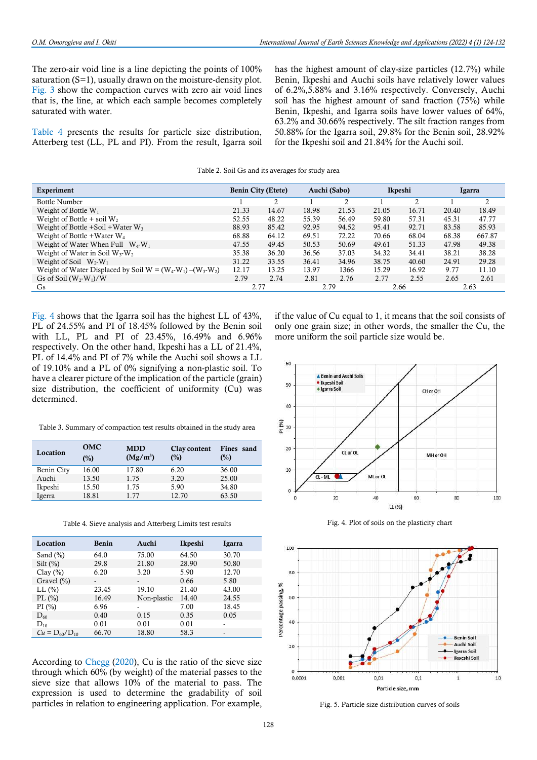The zero-air void line is a line depicting the points of 100% saturation (S=1), usually drawn on the moisture-density plot. Fig. 3 show the compaction curves with zero air void lines that is, the line, at which each sample becomes completely saturated with water.

Table 4 presents the results for particle size distribution, Atterberg test (LL, PL and PI). From the result, Igarra soil has the highest amount of clay-size particles (12.7%) while Benin, Ikpeshi and Auchi soils have relatively lower values of 6.2%,5.88% and 3.16% respectively. Conversely, Auchi soil has the highest amount of sand fraction (75%) while Benin, Ikpeshi, and Igarra soils have lower values of 64%, 63.2% and 30.66% respectively. The silt fraction ranges from 50.88% for the Igarra soil, 29.8% for the Benin soil, 28.92% for the Ikpeshi soil and 21.84% for the Auchi soil.

Table 2. Soil Gs and its averages for study area

| Experiment | Benin City (Etete) | | Auchi (Sabo) | | Ikpeshi | | Igarra | |
|---|---|---|---|---|---|---|---|---|
| Bottle Number | 1 | 2 | 1 | 2 | 1 | 2 | 1 | 2 |
| Weight of Bottle $W_1$ | 21.33 | 14.67 | 18.98 | 21.53 | 21.05 | 16.71 | 20.40 | 18.49 |
| Weight of Bottle + soil $W_2$ | 52.55 | 48.22 | 55.39 | 56.49 | 59.80 | 57.31 | 45.31 | 47.77 |
| Weight of Bottle +Soil +Water $W_3$ | 88.93 | 85.42 | 92.95 | 94.52 | 95.41 | 92.71 | 83.58 | 85.93 |
| Weight of Bottle +Water $W_4$ | 68.88 | 64.12 | 69.51 | 72.22 | 70.66 | 68.04 | 68.38 | 667.87 |
| Weight of Water When Full $W_4$-$W_1$ | 47.55 | 49.45 | 50.53 | 50.69 | 49.61 | 51.33 | 47.98 | 49.38 |
| Weight of Water in Soil $W_3$-$W_2$ | 35.38 | 36.20 | 36.56 | 37.03 | 34.32 | 34.41 | 38.21 | 38.28 |
| Weight of Soil $W_2$-$W_1$ | 31.22 | 33.55 | 36.41 | 34.96 | 38.75 | 40.60 | 24.91 | 29.28 |
| Weight of Water Displaced by Soil W = ($W_4$-$W_1$) −($W_3$-$W_2$) | 12.17 | 13.25 | 13.97 | 1366 | 15.29 | 16.92 | 9.77 | 11.10 |
| Gs of Soil ($W_2$-$W_1$)/W | 2.79 | 2.74 | 2.81 | 2.76 | 2.77 | 2.55 | 2.65 | 2.61 |
| Gs | 2.77 | | 2.79 | | 2.66 | | 2.63 | |

Fig. 4 shows that the Igarra soil has the highest LL of 43%, PL of 24.55% and PI of 18.45% followed by the Benin soil with LL, PL and PI of 23.45%, 16.49% and 6.96% respectively. On the other hand, Ikpeshi has a LL of 21.4%, PL of 14.4% and PI of 7% while the Auchi soil shows a LL of 19.10% and a PL of 0% signifying a non-plastic soil. To have a clearer picture of the implication of the particle (grain) size distribution, the coefficient of uniformity (Cu) was determined.

Table 3. Summary of compaction test results obtained in the study area

| Location | OMC (%) | MDD (Mg/m³) | Clay content (%) | Fines sand (%) |
|---|---|---|---|---|
| Benin City | 16.00 | 17.80 | 6.20 | 36.00 |
| Auchi | 13.50 | 1.75 | 3.20 | 25.00 |
| Ikpeshi | 15.50 | 1.75 | 5.90 | 34.80 |
| Igerra | 18.81 | 1.77 | 12.70 | 63.50 |

Table 4. Sieve analysis and Atterberg Limits test results

| Location | Benin | Auchi | Ikpeshi | Igarra |
|---|---|---|---|---|
| Sand (%) | 64.0 | 75.00 | 64.50 | 30.70 |
| Silt (%) | 29.8 | 21.80 | 28.90 | 50.80 |
| Clay (%) | 6.20 | 3.20 | 5.90 | 12.70 |
| Gravel (%) | - | - | 0.66 | 5.80 |
| LL (%) | 23.45 | 19.10 | 21.40 | 43.00 |
| PL (%) | 16.49 | Non-plastic | 14.40 | 24.55 |
| PI (%) | 6.96 | - | 7.00 | 18.45 |
| $D_{60}$ | 0.40 | 0.15 | 0.35 | 0.05 |
| $D_{10}$ | 0.01 | 0.01 | 0.01 | - |
| $Cu = D_{60}/D_{10}$ | 66.70 | 18.80 | 58.3 | - |

According to Chegg (2020), Cu is the ratio of the sieve size through which 60% (by weight) of the material passes to the sieve size that allows 10% of the material to pass. The expression is used to determine the gradability of soil particles in relation to engineering application. For example, if the value of Cu equal to 1, it means that the soil consists of only one grain size; in other words, the smaller the Cu, the more uniform the soil particle size would be.

Fig. 4. Plot of soils on the plasticity chart

Fig. 5. Particle size distribution curves of soils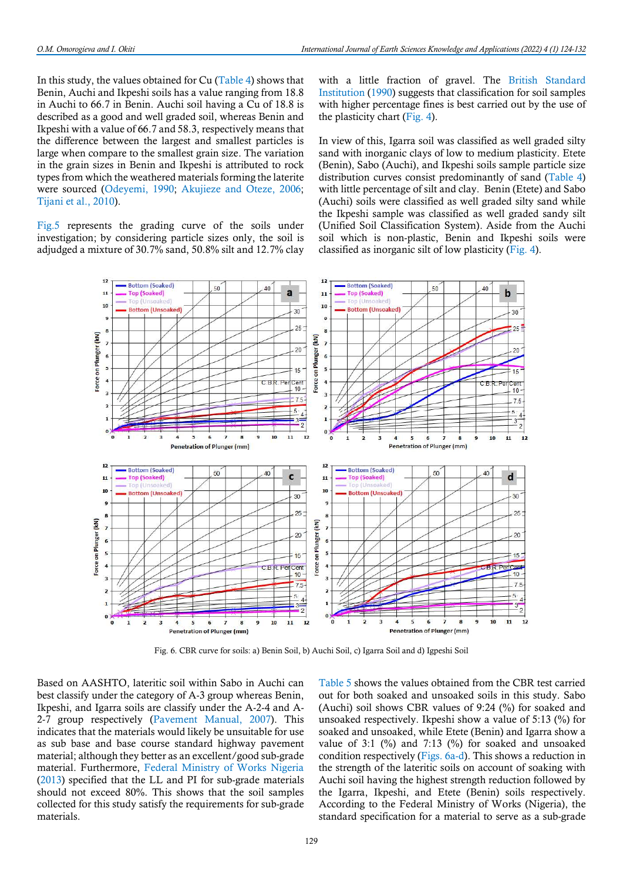In this study, the values obtained for Cu (Table 4) shows that Benin, Auchi and Ikpeshi soils has a value ranging from 18.8 in Auchi to 66.7 in Benin. Auchi soil having a Cu of 18.8 is described as a good and well graded soil, whereas Benin and Ikpeshi with a value of 66.7 and 58.3, respectively means that the difference between the largest and smallest particles is large when compare to the smallest grain size. The variation in the grain sizes in Benin and Ikpeshi is attributed to rock types from which the weathered materials forming the laterite were sourced (Odeyemi, 1990; Akujieze and Oteze, 2006; Tijani et al., 2010).

Fig.5 represents the grading curve of the soils under investigation; by considering particle sizes only, the soil is adjudged a mixture of 30.7% sand, 50.8% silt and 12.7% clay with a little fraction of gravel. The British Standard Institution (1990) suggests that classification for soil samples with higher percentage fines is best carried out by the use of the plasticity chart (Fig. 4).

In view of this, Igarra soil was classified as well graded silty sand with inorganic clays of low to medium plasticity. Etete (Benin), Sabo (Auchi), and Ikpeshi soils sample particle size distribution curves consist predominantly of sand (Table 4) with little percentage of silt and clay. Benin (Etete) and Sabo (Auchi) soils were classified as well graded silty sand while the Ikpeshi sample was classified as well graded sandy silt (Unified Soil Classification System). Aside from the Auchi soil which is non-plastic, Benin and Ikpeshi soils were classified as inorganic silt of low plasticity (Fig. 4).

Fig. 6. CBR curve for soils: a) Benin Soil, b) Auchi Soil, c) Igarra Soil and d) Igpeshi Soil

Based on AASHTO, lateritic soil within Sabo in Auchi can best classify under the category of A-3 group whereas Benin, Ikpeshi, and Igarra soils are classify under the A-2-4 and A-2-7 group respectively (Pavement Manual, 2007). This indicates that the materials would likely be unsuitable for use as sub base and base course standard highway pavement material; although they better as an excellent/good sub-grade material. Furthermore, Federal Ministry of Works Nigeria (2013) specified that the LL and PI for sub-grade materials should not exceed 80%. This shows that the soil samples collected for this study satisfy the requirements for sub-grade materials.

Table 5 shows the values obtained from the CBR test carried out for both soaked and unsoaked soils in this study. Sabo (Auchi) soil shows CBR values of 9:24 (%) for soaked and unsoaked respectively. Ikpeshi show a value of 5:13 (%) for soaked and unsoaked, while Etete (Benin) and Igarra show a value of 3:1 (%) and 7:13 (%) for soaked and unsoaked condition respectively (Figs. 6a-d). This shows a reduction in the strength of the lateritic soils on account of soaking with Auchi soil having the highest strength reduction followed by the Igarra, Ikpeshi, and Etete (Benin) soils respectively. According to the Federal Ministry of Works (Nigeria), the standard specification for a material to serve as a sub-grade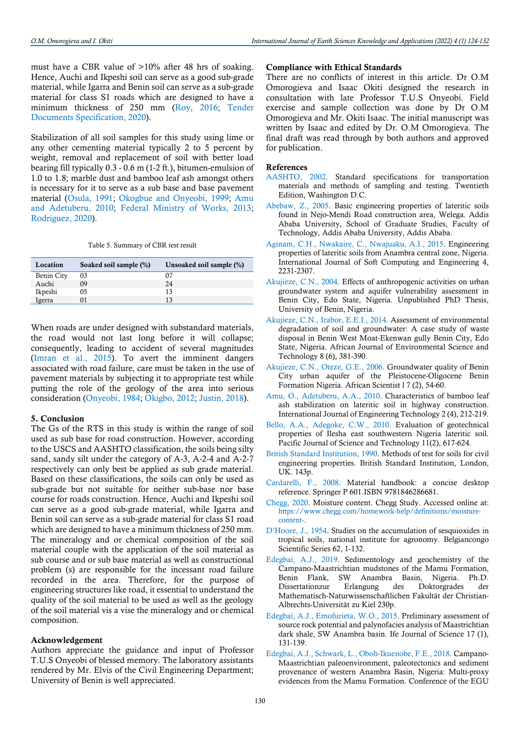must have a CBR value of >10% after 48 hrs of soaking. Hence, Auchi and Ikpeshi soil can serve as a good sub-grade material, while Igarra and Benin soil can serve as a sub-grade material for class S1 roads which are designed to have a minimum thickness of 250 mm (Roy, 2016; Tender Documents Specification, 2020).

Stabilization of all soil samples for this study using lime or any other cementing material typically 2 to 5 percent by weight, removal and replacement of soil with better load bearing fill typically 0.3 - 0.6 m (1-2 ft.), bitumen-emulsion of 1.0 to 1.8; marble dust and bamboo leaf ash amongst others is necessary for it to serve as a sub base and base pavement material (Osula, 1991; Okogbue and Onyeobi, 1999; Amu and Adetuberu, 2010; Federal Ministry of Works, 2013; Rodriguez, 2020).

Table 5. Summary of CBR test result

| Location | Soaked soil sample (%) | Unsoaked soil sample (%) |
|---|---|---|
| Benin City | 03 | 07 |
| Auchi | 09 | 24 |
| Ikpeshi | 05 | 13 |
| Igerra | 01 | 13 |

When roads are under designed with substandard materials, the road would not last long before it will collapse; consequently, leading to accident of several magnitudes (Imran et al., 2015). To avert the imminent dangers associated with road failure, care must be taken in the use of pavement materials by subjecting it to appropriate test while putting the role of the geology of the area into serious consideration (Onyeobi, 1984; Okigbo, 2012; Justin, 2018).

## 5. Conclusion

The Gs of the RTS in this study is within the range of soil used as sub base for road construction. However, according to the USCS and AASHTO classification, the soils being silty sand, sandy silt under the category of A-3, A-2-4 and A-2-7 respectively can only best be applied as sub grade material. Based on these classifications, the soils can only be used as sub-grade but not suitable for neither sub-base nor base course for roads construction. Hence, Auchi and Ikpeshi soil can serve as a good sub-grade material, while Igarra and Benin soil can serve as a sub-grade material for class S1 road which are designed to have a minimum thickness of 250 mm. The mineralogy and or chemical composition of the soil material couple with the application of the soil material as sub course and or sub base material as well as constructional problem (s) are responsible for the incessant road failure recorded in the area. Therefore, for the purpose of engineering structures like road, it essential to understand the quality of the soil material to be used as well as the geology of the soil material vis a vise the mineralogy and or chemical composition.

## Acknowledgement

Authors appreciate the guidance and input of Professor T.U.S Onyeobi of blessed memory. The laboratory assistants rendered by Mr. Elvis of the Civil Engineering Department; University of Benin is well appreciated.

## Compliance with Ethical Standards

There are no conflicts of interest in this article. Dr O.M Omorogieva and Isaac Okiti designed the research in consultation with late Professor T.U.S Onyeobi. Field exercise and sample collection was done by Dr O.M Omorogieva and Mr. Okiti Isaac. The initial manuscript was written by Isaac and edited by Dr. O.M Omorogieva. The final draft was read through by both authors and approved for publication.

## References

AASHTO, 2002. Standard specifications for transportation materials and methods of sampling and testing. Twentieth Edition, Washington D.C.

Abebaw, Z., 2005. Basic engineering properties of lateritic soils found in Nejo-Mendi Road construction area, Welega. Addis Ababa University, School of Graduate Studies, Faculty of Technology, Addis Ababa University, Addis Ababa.

Aginam, C.H., Nwakaire, C., Nwajuaku, A.I., 2015. Engineering properties of lateritic soils from Anambra central zone, Nigeria. International Journal of Soft Computing and Engineering 4, 2231-2307.

Akujieze, C.N., 2004. Effects of anthropogenic activities on urban groundwater system and aquifer vulnerability assessment in Benin City, Edo State, Nigeria. Unpublished PhD Thesis, University of Benin, Nigeria.

Akujieze, C.N., Irabor, E.E.I., 2014. Assessment of environmental degradation of soil and groundwater: A case study of waste disposal in Benin West Moat-Ekenwan gully Benin City, Edo State, Nigeria. African Journal of Environmental Science and Technology 8 (6), 381-390.

Akujieze, C.N., Oteze, G.E., 2006. Groundwater quality of Benin City urban aquifer of the Pleistocene-Oligocene Benin Formation Nigeria. African Scientist l 7 (2), 54-60.

Amu, O., Adetuberu, A.A., 2010. Characteristics of bamboo leaf ash stabilization on lateritic soil in highway construction. International Journal of Engineering Technology 2 (4), 212-219.

Bello, A.A., Adegoke, C.W., 2010. Evaluation of geotechnical properties of Ilesha east southwestern Nigeria lateritic soil. Pacific Journal of Science and Technology 11(2), 617-624.

British Standard Institution, 1990. Methods of test for soils for civil engineering properties. British Standard Institution, London, UK. 143p.

Cardarelli, F., 2008. Material handbook: a concise desktop reference. Springer P 601.ISBN 9781846286681.

Chegg, 2020. Moisture content. Chegg Study. Accessed online at: https://www.chegg.com/homework-help/definitions/moisture-content-.

D'Hoore, J., 1954. Studies on the accumulation of sesquioxides in tropical soils, national institute for agronomy. Belgiancongo Scientific Series 62, 1-132.

Edegbai, A.J., 2019. Sedimentology and geochemistry of the Campano-Maastrichtian mudstones of the Mamu Formation, Benin Flank, SW Anambra Basin, Nigeria. Ph.D. Dissertationzur Erlangung des Doktorgrades der Mathematisch-Naturwissenschaftlichen Fakultät der Christian-Albrechts-Universität zu Kiel 230p.

Edegbai, A.J., Emofurieta, W.O., 2015. Preliminary assessment of source rock potential and palynofacies analysis of Maastrichtian dark shale, SW Anambra basin. Ife Journal of Science 17 (1), 131-139.

Edegbai, A.J., Schwark, L., Oboh-Ikuenobe, F.E., 2018. Campano-Maastrichtian paleoenvironment, paleotectonics and sediment provenance of western Anambra Basin, Nigeria: Multi-proxy evidences from the Mamu Formation. Conference of the EGU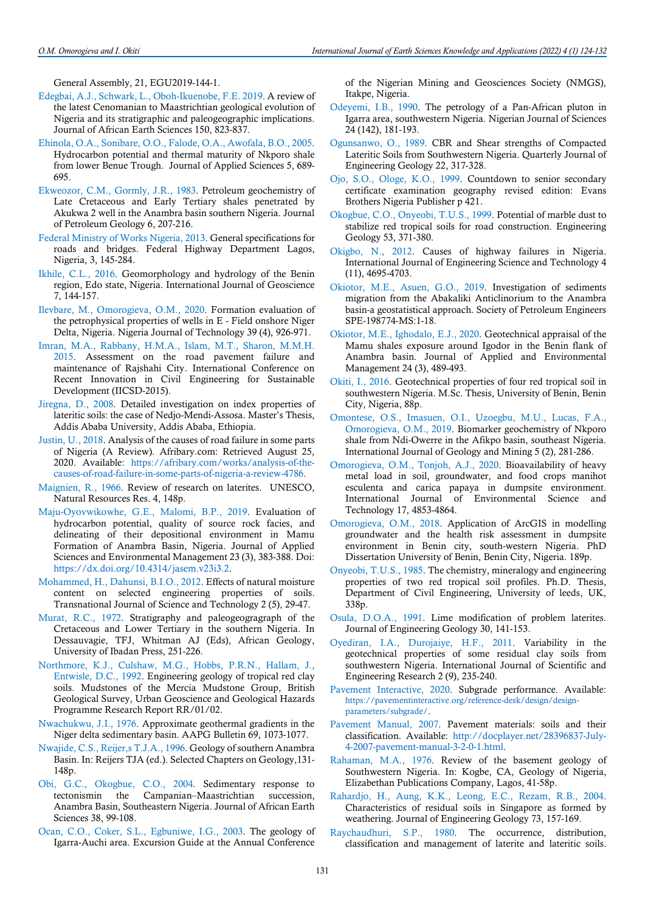General Assembly, 21, EGU2019-144-1.

Edegbai, A.J., Schwark, L., Oboh-Ikuenobe, F.E. 2019. A review of the latest Cenomanian to Maastrichtian geological evolution of Nigeria and its stratigraphic and paleogeographic implications. Journal of African Earth Sciences 150, 823-837.

Ehinola, O.A., Sonibare, O.O., Falode, O.A., Awofala, B.O., 2005. Hydrocarbon potential and thermal maturity of Nkporo shale from lower Benue Trough. Journal of Applied Sciences 5, 689-695.

Ekweozor, C.M., Gormly, J.R., 1983. Petroleum geochemistry of Late Cretaceous and Early Tertiary shales penetrated by Akukwa 2 well in the Anambra basin southern Nigeria. Journal of Petroleum Geology 6, 207-216.

Federal Ministry of Works Nigeria, 2013. General specifications for roads and bridges. Federal Highway Department Lagos, Nigeria, 3, 145-284.

Ikhile, C.L., 2016. Geomorphology and hydrology of the Benin region, Edo state, Nigeria. International Journal of Geoscience 7, 144-157.

Ilevbare, M., Omorogieva, O.M., 2020. Formation evaluation of the petrophysical properties of wells in E - Field onshore Niger Delta, Nigeria. Nigeria Journal of Technology 39 (4), 926-971.

Imran, M.A., Rabbany, H.M.A., Islam, M.T., Sharon, M.M.H. 2015. Assessment on the road pavement failure and maintenance of Rajshahi City. International Conference on Recent Innovation in Civil Engineering for Sustainable Development (IICSD-2015).

Jiregna, D., 2008. Detailed investigation on index properties of lateritic soils: the case of Nedjo-Mendi-Assosa. Master's Thesis, Addis Ababa University, Addis Ababa, Ethiopia.

Justin, U., 2018. Analysis of the causes of road failure in some parts of Nigeria (A Review). Afribary.com: Retrieved August 25, 2020. Available: https://afribary.com/works/analysis-of-the-causes-of-road-failure-in-some-parts-of-nigeria-a-review-4786.

Maignien, R., 1966. Review of research on laterites. UNESCO, Natural Resources Res. 4, 148p.

Maju-Oyovwikowhe, G.E., Malomi, B.P., 2019. Evaluation of hydrocarbon potential, quality of source rock facies, and delineating of their depositional environment in Mamu Formation of Anambra Basin, Nigeria. Journal of Applied Sciences and Environmental Management 23 (3), 383-388. Doi: https://dx.doi.org/10.4314/jasem.v23i3.2.

Mohammed, H., Dahunsi, B.I.O., 2012. Effects of natural moisture content on selected engineering properties of soils. Transnational Journal of Science and Technology 2 (5), 29-47.

Murat, R.C., 1972. Stratigraphy and paleogeograpraph of the Cretaceous and Lower Tertiary in the southern Nigeria. In Dessauvagie, TFJ, Whitman AJ (Eds), African Geology, University of Ibadan Press, 251-226.

Northmore, K.J., Culshaw, M.G., Hobbs, P.R.N., Hallam, J., Entwisle, D.C., 1992. Engineering geology of tropical red clay soils. Mudstones of the Mercia Mudstone Group, British Geological Survey, Urban Geoscience and Geological Hazards Programme Research Report RR/01/02.

Nwachukwu, J.I., 1976. Approximate geothermal gradients in the Niger delta sedimentary basin. AAPG Bulletin 69, 1073-1077.

Nwajide, C.S., Reijer,s T.J.A., 1996. Geology of southern Anambra Basin. In: Reijers TJA (ed.). Selected Chapters on Geology,131-148p.

Obi, G.C., Okogbue, C.O., 2004. Sedimentary response to tectonismin the Campanian–Maastrichtian succession, Anambra Basin, Southeastern Nigeria. Journal of African Earth Sciences 38, 99-108.

Ocan, C.O., Coker, S.L., Egbuniwe, I.G., 2003. The geology of Igarra-Auchi area. Excursion Guide at the Annual Conference of the Nigerian Mining and Geosciences Society (NMGS), Itakpe, Nigeria.

Odeyemi, I.B., 1990. The petrology of a Pan-African pluton in Igarra area, southwestern Nigeria. Nigerian Journal of Sciences 24 (142), 181-193.

Ogunsanwo, O., 1989. CBR and Shear strengths of Compacted Lateritic Soils from Southwestern Nigeria. Quarterly Journal of Engineering Geology 22, 317-328.

Ojo, S.O., Ologe, K.O., 1999. Countdown to senior secondary certificate examination geography revised edition: Evans Brothers Nigeria Publisher p 421.

Okogbue, C.O., Onyeobi, T.U.S., 1999. Potential of marble dust to stabilize red tropical soils for road construction. Engineering Geology 53, 371-380.

Okigbo, N., 2012. Causes of highway failures in Nigeria. International Journal of Engineering Science and Technology 4 (11), 4695-4703.

Okiotor, M.E., Asuen, G.O., 2019. Investigation of sediments migration from the Abakaliki Anticlinorium to the Anambra basin-a geostatistical approach. Society of Petroleum Engineers SPE-198774-MS:1-18.

Okiotor, M.E., Ighodalo, E.J., 2020. Geotechnical appraisal of the Mamu shales exposure around Igodor in the Benin flank of Anambra basin. Journal of Applied and Environmental Management 24 (3), 489-493.

Okiti, I., 2016. Geotechnical properties of four red tropical soil in southwestern Nigeria. M.Sc. Thesis, University of Benin, Benin City, Nigeria, 88p.

Omontese, O.S., Imasuen, O.I., Uzoegbu, M.U., Lucas, F.A., Omorogieva, O.M., 2019. Biomarker geochemistry of Nkporo shale from Ndi-Owerre in the Afikpo basin, southeast Nigeria. International Journal of Geology and Mining 5 (2), 281-286.

Omorogieva, O.M., Tonjoh, A.J., 2020. Bioavailability of heavy metal load in soil, groundwater, and food crops manihot esculenta and carica papaya in dumpsite environment. International Journal of Environmental Science and Technology 17, 4853-4864.

Omorogieva, O.M., 2018. Application of ArcGIS in modelling groundwater and the health risk assessment in dumpsite environment in Benin city, south-western Nigeria. PhD Dissertation University of Benin, Benin City, Nigeria. 189p.

Onyeobi, T.U.S., 1985. The chemistry, mineralogy and engineering properties of two red tropical soil profiles. Ph.D. Thesis, Department of Civil Engineering, University of leeds, UK, 338p.

Osula, D.O.A., 1991. Lime modification of problem laterites. Journal of Engineering Geology 30, 141-153.

Oyediran, I.A., Durojaiye, H.F., 2011. Variability in the geotechnical properties of some residual clay soils from southwestern Nigeria. International Journal of Scientific and Engineering Research 2 (9), 235-240.

Pavement Interactive, 2020. Subgrade performance. Available: https://pavementinteractive.org/reference-desk/design/design-parameters/subgrade/.

Pavement Manual, 2007. Pavement materials: soils and their classification. Available: http://docplayer.net/28396837-July-4-2007-pavement-manual-3-2-0-1.html.

Rahaman, M.A., 1976. Review of the basement geology of Southwestern Nigeria. In: Kogbe, CA, Geology of Nigeria, Elizabethan Publications Company, Lagos, 41-58p.

Rahardjo, H., Aung, K.K., Leong, E.C., Rezam, R.B., 2004. Characteristics of residual soils in Singapore as formed by weathering. Journal of Engineering Geology 73, 157-169.

Raychaudhuri, S.P., 1980. The occurrence, distribution, classification and management of laterite and lateritic soils.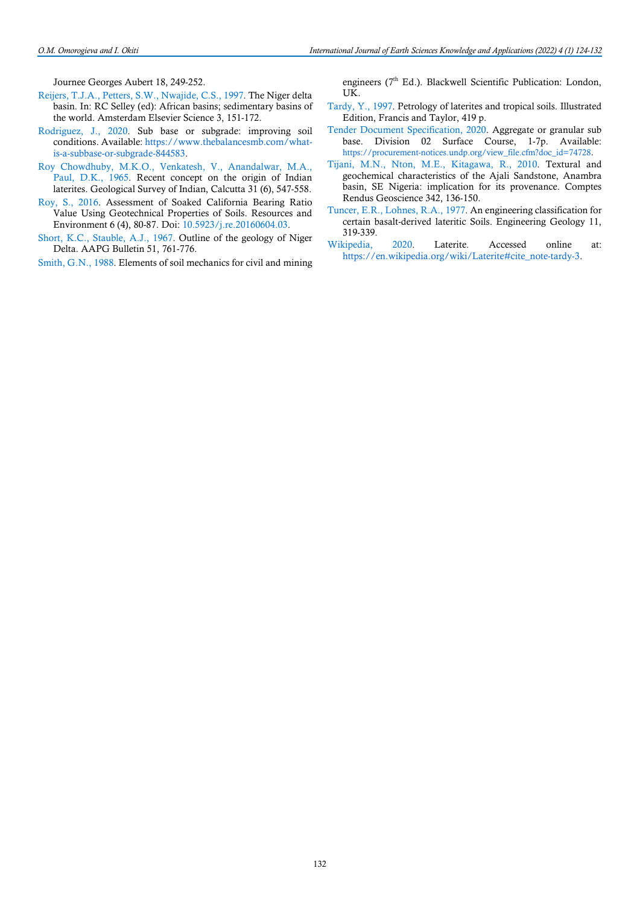Journee Georges Aubert 18, 249-252.

Reijers, T.J.A., Petters, S.W., Nwajide, C.S., 1997. The Niger delta basin. In: RC Selley (ed): African basins; sedimentary basins of the world. Amsterdam Elsevier Science 3, 151-172.

Rodriguez, J., 2020. Sub base or subgrade: improving soil conditions. Available: https://www.thebalancesmb.com/what-is-a-subbase-or-subgrade-844583.

Roy Chowdhuby, M.K.O., Venkatesh, V., Anandalwar, M.A., Paul, D.K., 1965. Recent concept on the origin of Indian laterites. Geological Survey of Indian, Calcutta 31 (6), 547-558.

Roy, S., 2016. Assessment of Soaked California Bearing Ratio Value Using Geotechnical Properties of Soils. Resources and Environment 6 (4), 80-87. Doi: 10.5923/j.re.20160604.03.

Short, K.C., Stauble, A.J., 1967. Outline of the geology of Niger Delta. AAPG Bulletin 51, 761-776.

Smith, G.N., 1988. Elements of soil mechanics for civil and mining engineers (7th Ed.). Blackwell Scientific Publication: London, UK.

Tardy, Y., 1997. Petrology of laterites and tropical soils. Illustrated Edition, Francis and Taylor, 419 p.

Tender Document Specification, 2020. Aggregate or granular sub base. Division 02 Surface Course, 1-7p. Available: https://procurement-notices.undp.org/view_file.cfm?doc_id=74728.

Tijani, M.N., Nton, M.E., Kitagawa, R., 2010. Textural and geochemical characteristics of the Ajali Sandstone, Anambra basin, SE Nigeria: implication for its provenance. Comptes Rendus Geoscience 342, 136-150.

Tuncer, E.R., Lohnes, R.A., 1977. An engineering classification for certain basalt-derived lateritic Soils. Engineering Geology 11, 319-339.

Wikipedia, 2020. Laterite. Accessed online at: https://en.wikipedia.org/wiki/Laterite#cite_note-tardy-3.